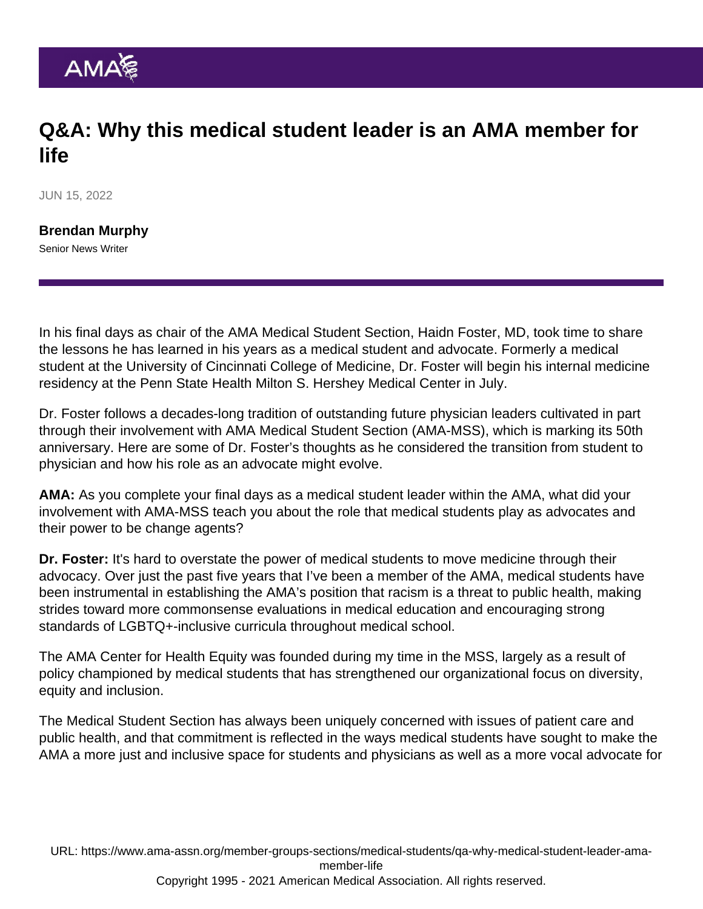# Q&A: Why this medical student leader is an AMA member for life

JUN 15, 2022

**Brendan Murphy**
Senior News Writer

In his final days as chair of the AMA Medical Student Section, Haidn Foster, MD, took time to share the lessons he has learned in his years as a medical student and advocate. Formerly a medical student at the University of Cincinnati College of Medicine, Dr. Foster will begin his internal medicine residency at the Penn State Health Milton S. Hershey Medical Center in July.

Dr. Foster follows a decades-long tradition of outstanding future physician leaders cultivated in part through their involvement with AMA Medical Student Section (AMA-MSS), which is marking its 50th anniversary. Here are some of Dr. Foster's thoughts as he considered the transition from student to physician and how his role as an advocate might evolve.

**AMA:** As you complete your final days as a medical student leader within the AMA, what did your involvement with AMA-MSS teach you about the role that medical students play as advocates and their power to be change agents?

**Dr. Foster:** It's hard to overstate the power of medical students to move medicine through their advocacy. Over just the past five years that I've been a member of the AMA, medical students have been instrumental in establishing the AMA's position that racism is a threat to public health, making strides toward more commonsense evaluations in medical education and encouraging strong standards of LGBTQ+-inclusive curricula throughout medical school.

The AMA Center for Health Equity was founded during my time in the MSS, largely as a result of policy championed by medical students that has strengthened our organizational focus on diversity, equity and inclusion.

The Medical Student Section has always been uniquely concerned with issues of patient care and public health, and that commitment is reflected in the ways medical students have sought to make the AMA a more just and inclusive space for students and physicians as well as a more vocal advocate for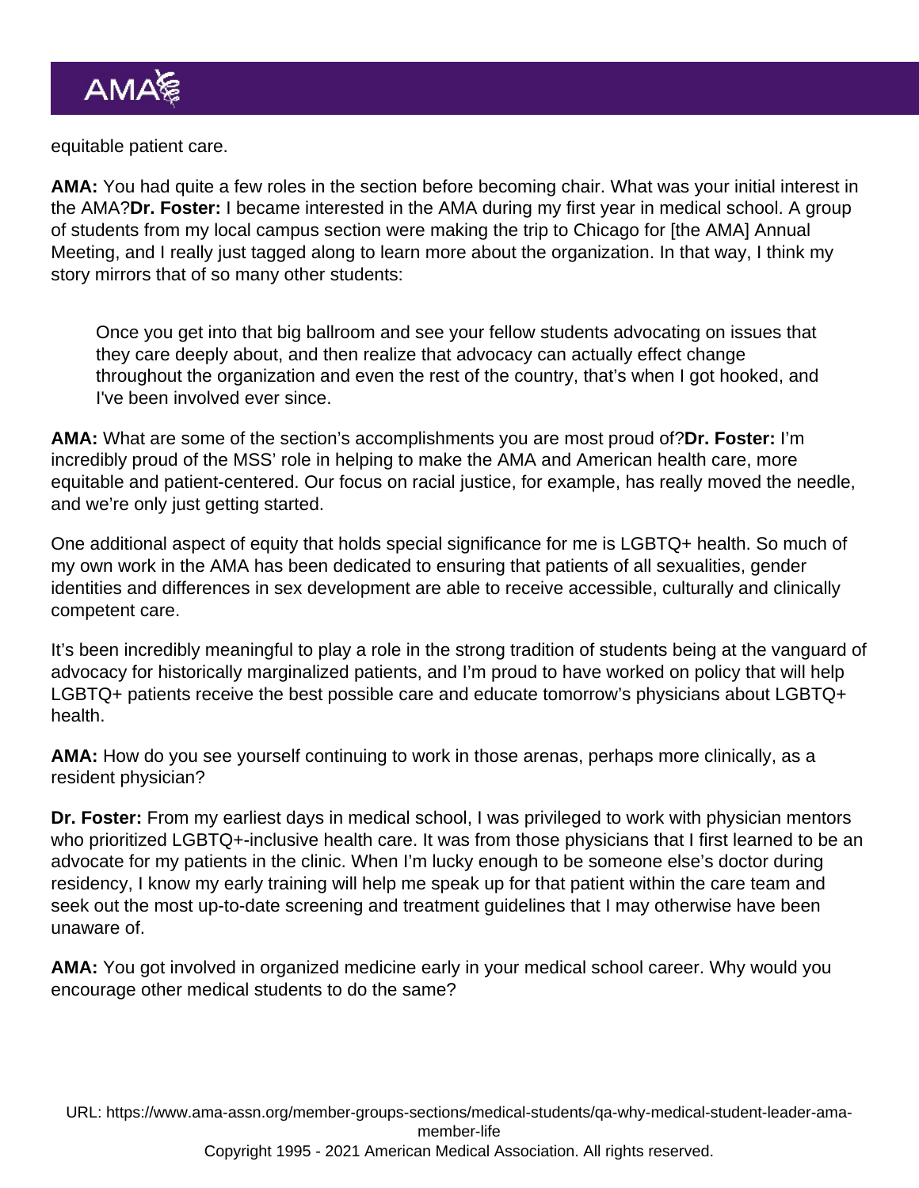equitable patient care.

**AMA:** You had quite a few roles in the section before becoming chair. What was your initial interest in the AMA?**Dr. Foster:** I became interested in the AMA during my first year in medical school. A group of students from my local campus section were making the trip to Chicago for [the AMA] Annual Meeting, and I really just tagged along to learn more about the organization. In that way, I think my story mirrors that of so many other students:

> Once you get into that big ballroom and see your fellow students advocating on issues that they care deeply about, and then realize that advocacy can actually effect change throughout the organization and even the rest of the country, that's when I got hooked, and I've been involved ever since.

**AMA:** What are some of the section's accomplishments you are most proud of?**Dr. Foster:** I'm incredibly proud of the MSS' role in helping to make the AMA and American health care, more equitable and patient-centered. Our focus on racial justice, for example, has really moved the needle, and we're only just getting started.

One additional aspect of equity that holds special significance for me is LGBTQ+ health. So much of my own work in the AMA has been dedicated to ensuring that patients of all sexualities, gender identities and differences in sex development are able to receive accessible, culturally and clinically competent care.

It's been incredibly meaningful to play a role in the strong tradition of students being at the vanguard of advocacy for historically marginalized patients, and I'm proud to have worked on policy that will help LGBTQ+ patients receive the best possible care and educate tomorrow's physicians about LGBTQ+ health.

**AMA:** How do you see yourself continuing to work in those arenas, perhaps more clinically, as a resident physician?

**Dr. Foster:** From my earliest days in medical school, I was privileged to work with physician mentors who prioritized LGBTQ+-inclusive health care. It was from those physicians that I first learned to be an advocate for my patients in the clinic. When I'm lucky enough to be someone else's doctor during residency, I know my early training will help me speak up for that patient within the care team and seek out the most up-to-date screening and treatment guidelines that I may otherwise have been unaware of.

**AMA:** You got involved in organized medicine early in your medical school career. Why would you encourage other medical students to do the same?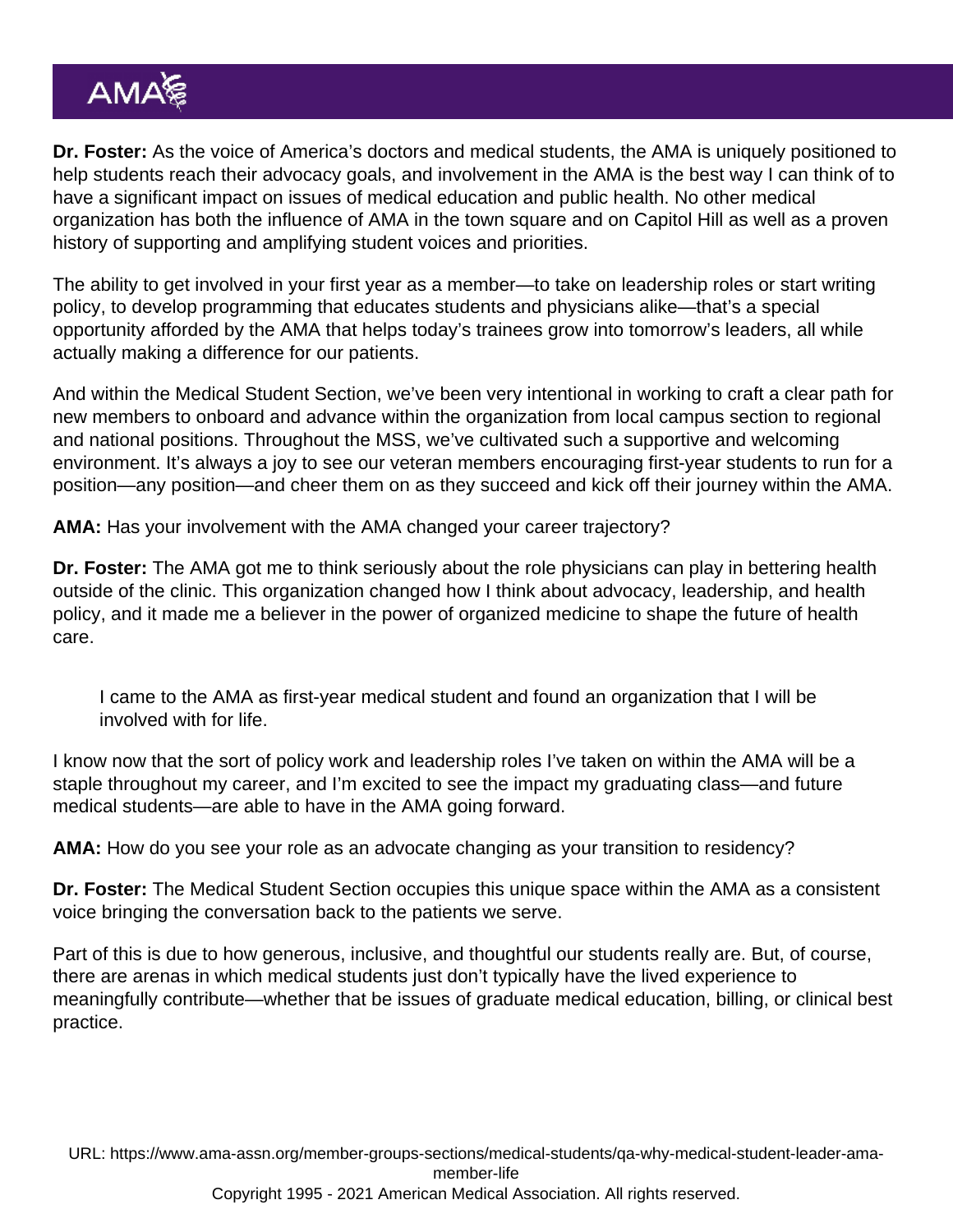**Dr. Foster:** As the voice of America's doctors and medical students, the AMA is uniquely positioned to help students reach their advocacy goals, and involvement in the AMA is the best way I can think of to have a significant impact on issues of medical education and public health. No other medical organization has both the influence of AMA in the town square and on Capitol Hill as well as a proven history of supporting and amplifying student voices and priorities.

The ability to get involved in your first year as a member—to take on leadership roles or start writing policy, to develop programming that educates students and physicians alike—that's a special opportunity afforded by the AMA that helps today's trainees grow into tomorrow's leaders, all while actually making a difference for our patients.

And within the Medical Student Section, we've been very intentional in working to craft a clear path for new members to onboard and advance within the organization from local campus section to regional and national positions. Throughout the MSS, we've cultivated such a supportive and welcoming environment. It's always a joy to see our veteran members encouraging first-year students to run for a position—any position—and cheer them on as they succeed and kick off their journey within the AMA.

**AMA:** Has your involvement with the AMA changed your career trajectory?

**Dr. Foster:** The AMA got me to think seriously about the role physicians can play in bettering health outside of the clinic. This organization changed how I think about advocacy, leadership, and health policy, and it made me a believer in the power of organized medicine to shape the future of health care.

> I came to the AMA as first-year medical student and found an organization that I will be involved with for life.

I know now that the sort of policy work and leadership roles I've taken on within the AMA will be a staple throughout my career, and I'm excited to see the impact my graduating class—and future medical students—are able to have in the AMA going forward.

**AMA:** How do you see your role as an advocate changing as your transition to residency?

**Dr. Foster:** The Medical Student Section occupies this unique space within the AMA as a consistent voice bringing the conversation back to the patients we serve.

Part of this is due to how generous, inclusive, and thoughtful our students really are. But, of course, there are arenas in which medical students just don't typically have the lived experience to meaningfully contribute—whether that be issues of graduate medical education, billing, or clinical best practice.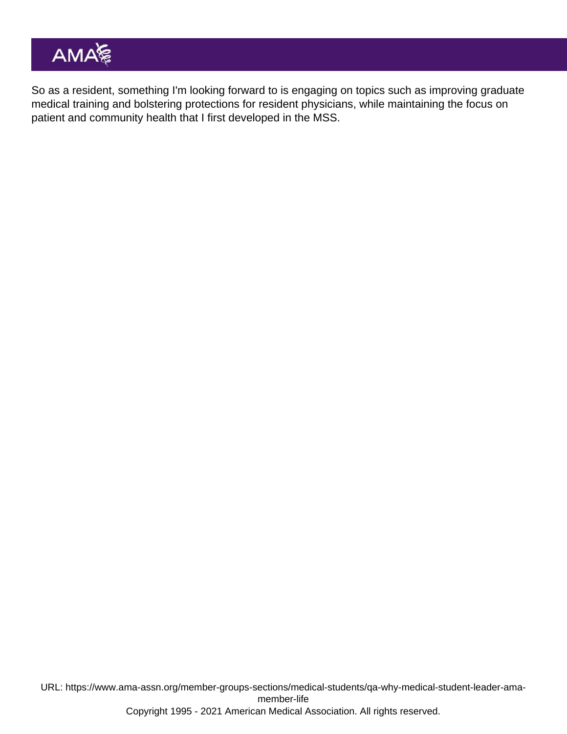So as a resident, something I'm looking forward to is engaging on topics such as improving graduate medical training and bolstering protections for resident physicians, while maintaining the focus on patient and community health that I first developed in the MSS.